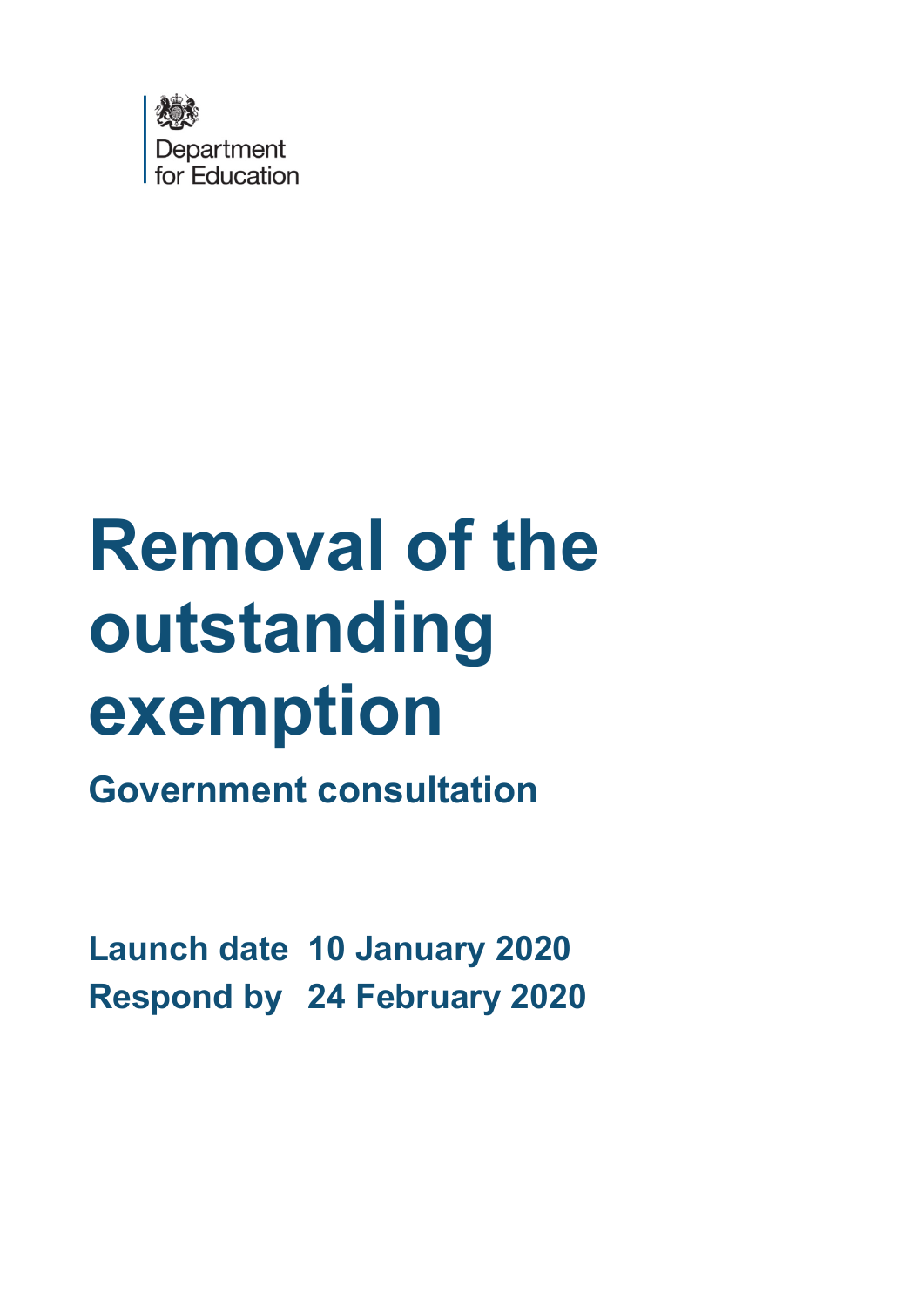Department for Education

# Removal of the outstanding exemption

## Government consultation

**Launch date** 10 January 2020
**Respond by** 24 February 2020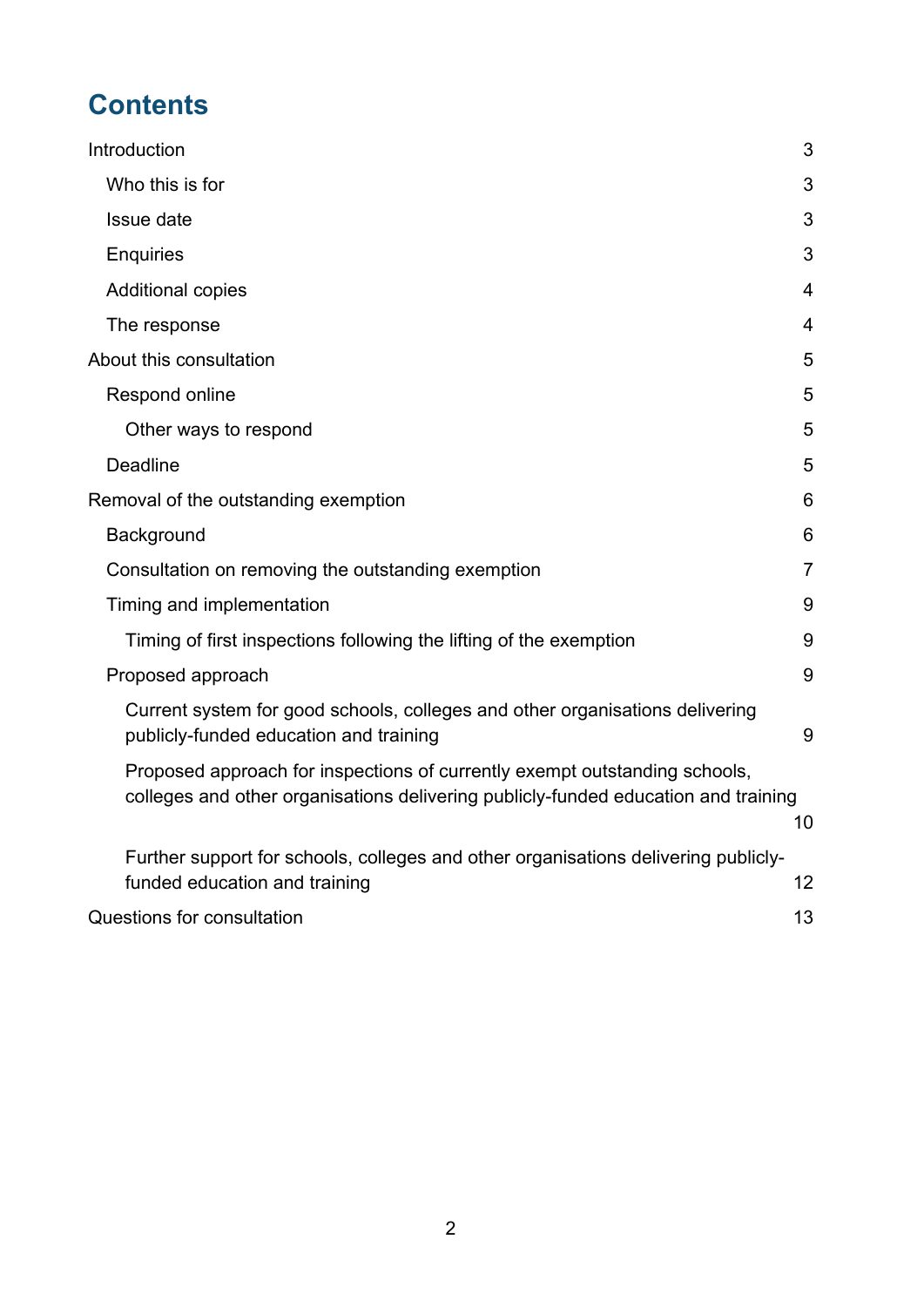# Contents

- Introduction 3
  - Who this is for 3
  - Issue date 3
  - Enquiries 3
  - Additional copies 4
  - The response 4
- About this consultation 5
  - Respond online 5
    - Other ways to respond 5
  - Deadline 5
- Removal of the outstanding exemption 6
  - Background 6
  - Consultation on removing the outstanding exemption 7
  - Timing and implementation 9
    - Timing of first inspections following the lifting of the exemption 9
  - Proposed approach 9
    - Current system for good schools, colleges and other organisations delivering publicly-funded education and training 9
    - Proposed approach for inspections of currently exempt outstanding schools, colleges and other organisations delivering publicly-funded education and training 10
    - Further support for schools, colleges and other organisations delivering publicly-funded education and training 12
- Questions for consultation 13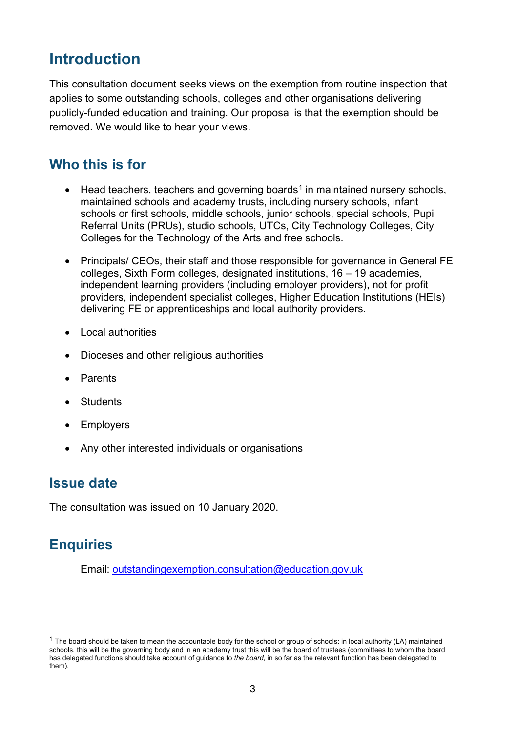# Introduction

This consultation document seeks views on the exemption from routine inspection that applies to some outstanding schools, colleges and other organisations delivering publicly-funded education and training. Our proposal is that the exemption should be removed. We would like to hear your views.

## Who this is for

- Head teachers, teachers and governing boards[1] in maintained nursery schools, maintained schools and academy trusts, including nursery schools, infant schools or first schools, middle schools, junior schools, special schools, Pupil Referral Units (PRUs), studio schools, UTCs, City Technology Colleges, City Colleges for the Technology of the Arts and free schools.
- Principals/ CEOs, their staff and those responsible for governance in General FE colleges, Sixth Form colleges, designated institutions, 16 – 19 academies, independent learning providers (including employer providers), not for profit providers, independent specialist colleges, Higher Education Institutions (HEIs) delivering FE or apprenticeships and local authority providers.
- Local authorities
- Dioceses and other religious authorities
- Parents
- Students
- Employers
- Any other interested individuals or organisations

## Issue date

The consultation was issued on 10 January 2020.

## Enquiries

Email: outstandingexemption.consultation@education.gov.uk

[1] The board should be taken to mean the accountable body for the school or group of schools: in local authority (LA) maintained schools, this will be the governing body and in an academy trust this will be the board of trustees (committees to whom the board has delegated functions should take account of guidance to *the board*, in so far as the relevant function has been delegated to them).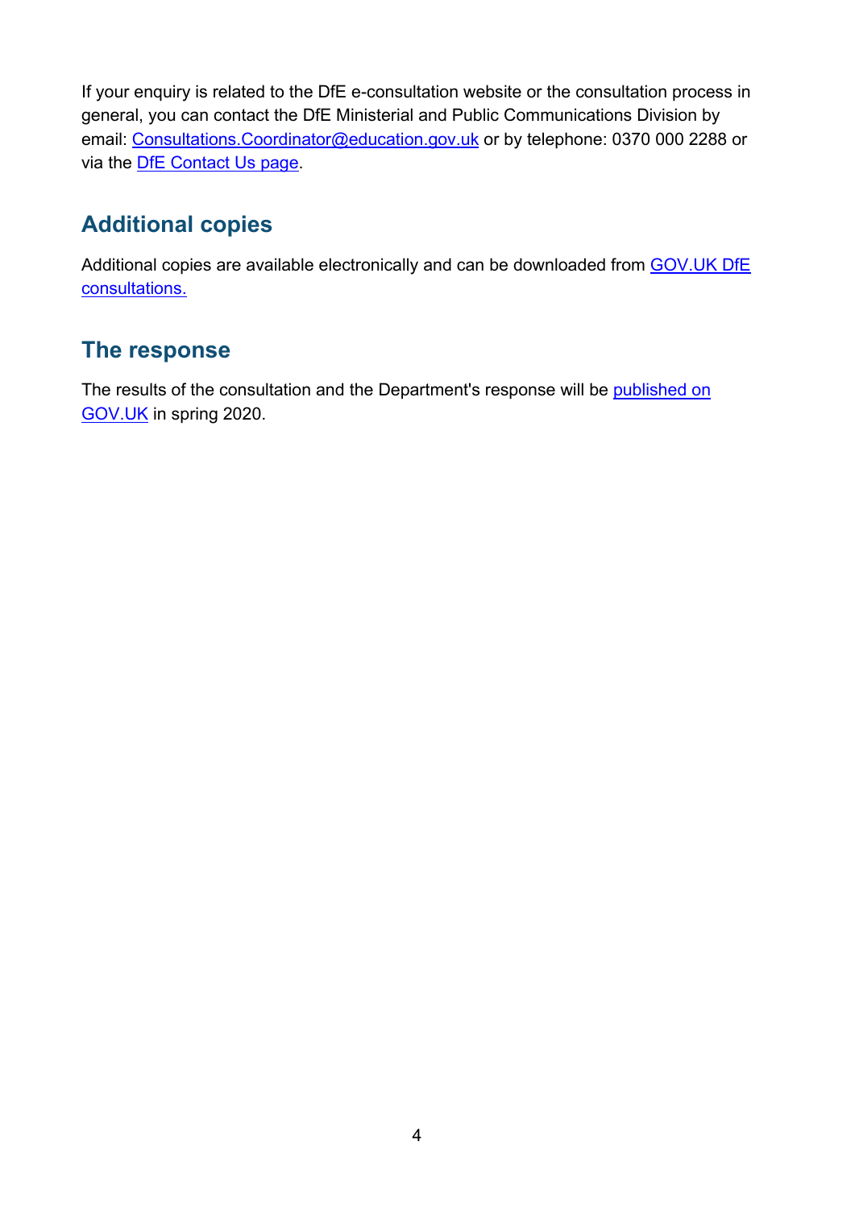If your enquiry is related to the DfE e-consultation website or the consultation process in general, you can contact the DfE Ministerial and Public Communications Division by email: Consultations.Coordinator@education.gov.uk or by telephone: 0370 000 2288 or via the DfE Contact Us page.

## Additional copies

Additional copies are available electronically and can be downloaded from GOV.UK DfE consultations.

## The response

The results of the consultation and the Department's response will be published on GOV.UK in spring 2020.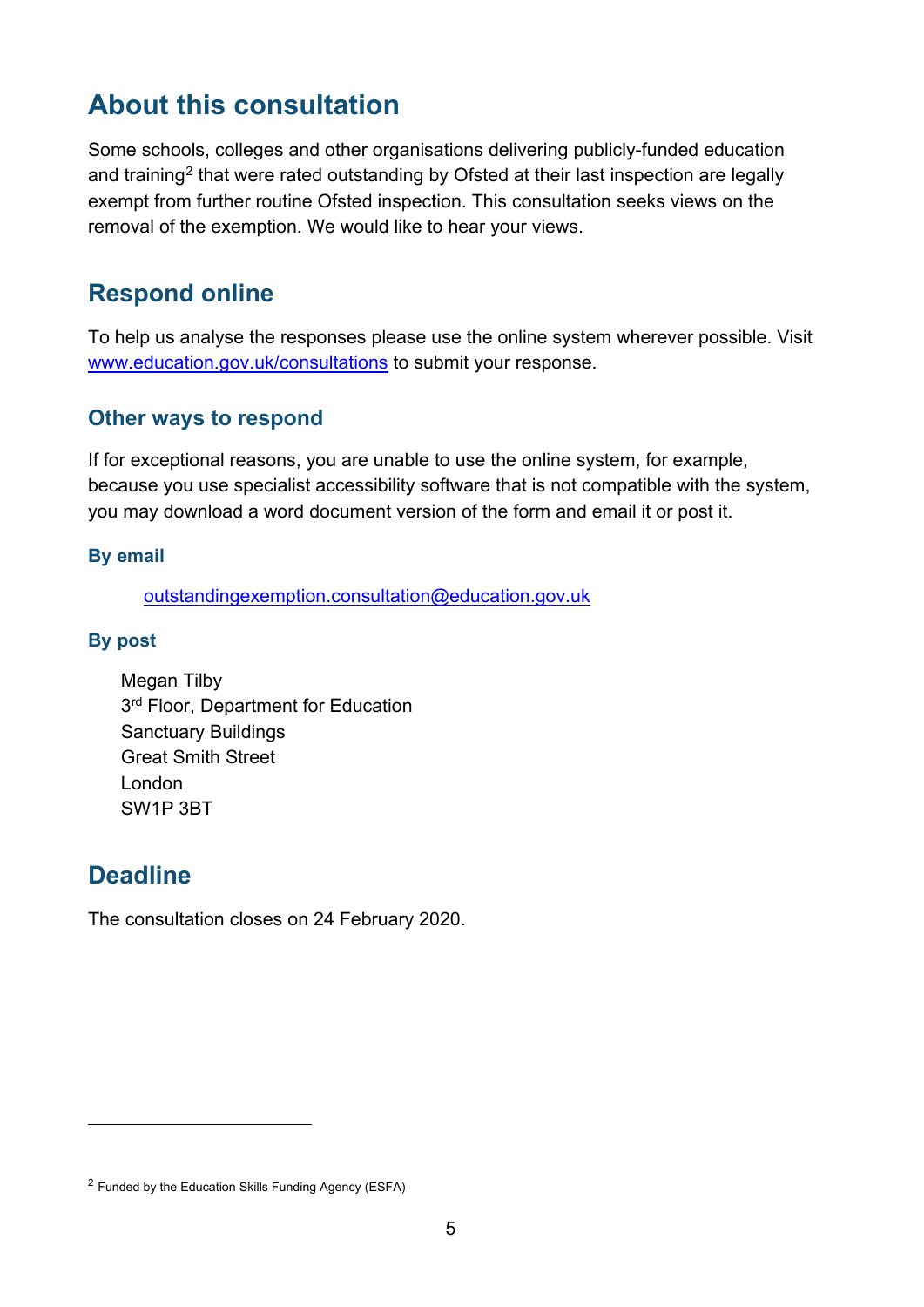# About this consultation

Some schools, colleges and other organisations delivering publicly-funded education and training[2] that were rated outstanding by Ofsted at their last inspection are legally exempt from further routine Ofsted inspection. This consultation seeks views on the removal of the exemption. We would like to hear your views.

# Respond online

To help us analyse the responses please use the online system wherever possible. Visit [www.education.gov.uk/consultations](http://www.education.gov.uk/consultations) to submit your response.

## Other ways to respond

If for exceptional reasons, you are unable to use the online system, for example, because you use specialist accessibility software that is not compatible with the system, you may download a word document version of the form and email it or post it.

### By email

outstandingexemption.consultation@education.gov.uk

### By post

Megan Tilby
3rd Floor, Department for Education
Sanctuary Buildings
Great Smith Street
London
SW1P 3BT

# Deadline

The consultation closes on 24 February 2020.

---

[2] Funded by the Education Skills Funding Agency (ESFA)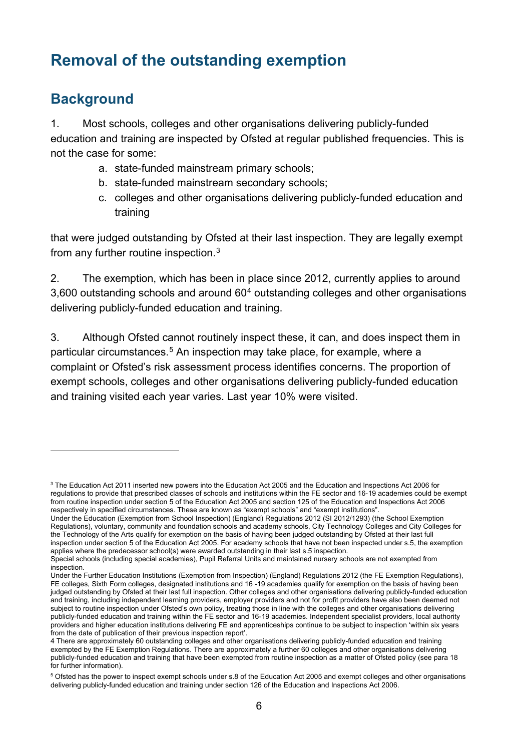# Removal of the outstanding exemption

## Background

1. Most schools, colleges and other organisations delivering publicly-funded education and training are inspected by Ofsted at regular published frequencies. This is not the case for some:

   a. state-funded mainstream primary schools;
   b. state-funded mainstream secondary schools;
   c. colleges and other organisations delivering publicly-funded education and training

that were judged outstanding by Ofsted at their last inspection. They are legally exempt from any further routine inspection.[3]

2. The exemption, which has been in place since 2012, currently applies to around 3,600 outstanding schools and around 60[4] outstanding colleges and other organisations delivering publicly-funded education and training.

3. Although Ofsted cannot routinely inspect these, it can, and does inspect them in particular circumstances.[5] An inspection may take place, for example, where a complaint or Ofsted's risk assessment process identifies concerns. The proportion of exempt schools, colleges and other organisations delivering publicly-funded education and training visited each year varies. Last year 10% were visited.

---

[3] The Education Act 2011 inserted new powers into the Education Act 2005 and the Education and Inspections Act 2006 for regulations to provide that prescribed classes of schools and institutions within the FE sector and 16-19 academies could be exempt from routine inspection under section 5 of the Education Act 2005 and section 125 of the Education and Inspections Act 2006 respectively in specified circumstances. These are known as "exempt schools" and "exempt institutions".
Under the Education (Exemption from School Inspection) (England) Regulations 2012 (SI 2012/1293) (the School Exemption Regulations), voluntary, community and foundation schools and academy schools, City Technology Colleges and City Colleges for the Technology of the Arts qualify for exemption on the basis of having been judged outstanding by Ofsted at their last full inspection under section 5 of the Education Act 2005. For academy schools that have not been inspected under s.5, the exemption applies where the predecessor school(s) were awarded outstanding in their last s.5 inspection.
Special schools (including special academies), Pupil Referral Units and maintained nursery schools are not exempted from inspection.
Under the Further Education Institutions (Exemption from Inspection) (England) Regulations 2012 (the FE Exemption Regulations), FE colleges, Sixth Form colleges, designated institutions and 16 -19 academies qualify for exemption on the basis of having been judged outstanding by Ofsted at their last full inspection. Other colleges and other organisations delivering publicly-funded education and training, including independent learning providers, employer providers and not for profit providers have also been deemed not subject to routine inspection under Ofsted's own policy, treating those in line with the colleges and other organisations delivering publicly-funded education and training within the FE sector and 16-19 academies. Independent specialist providers, local authority providers and higher education institutions delivering FE and apprenticeships continue to be subject to inspection 'within six years from the date of publication of their previous inspection report'.

[4] There are approximately 60 outstanding colleges and other organisations delivering publicly-funded education and training exempted by the FE Exemption Regulations. There are approximately a further 60 colleges and other organisations delivering publicly-funded education and training that have been exempted from routine inspection as a matter of Ofsted policy (see para 18 for further information).

[5] Ofsted has the power to inspect exempt schools under s.8 of the Education Act 2005 and exempt colleges and other organisations delivering publicly-funded education and training under section 126 of the Education and Inspections Act 2006.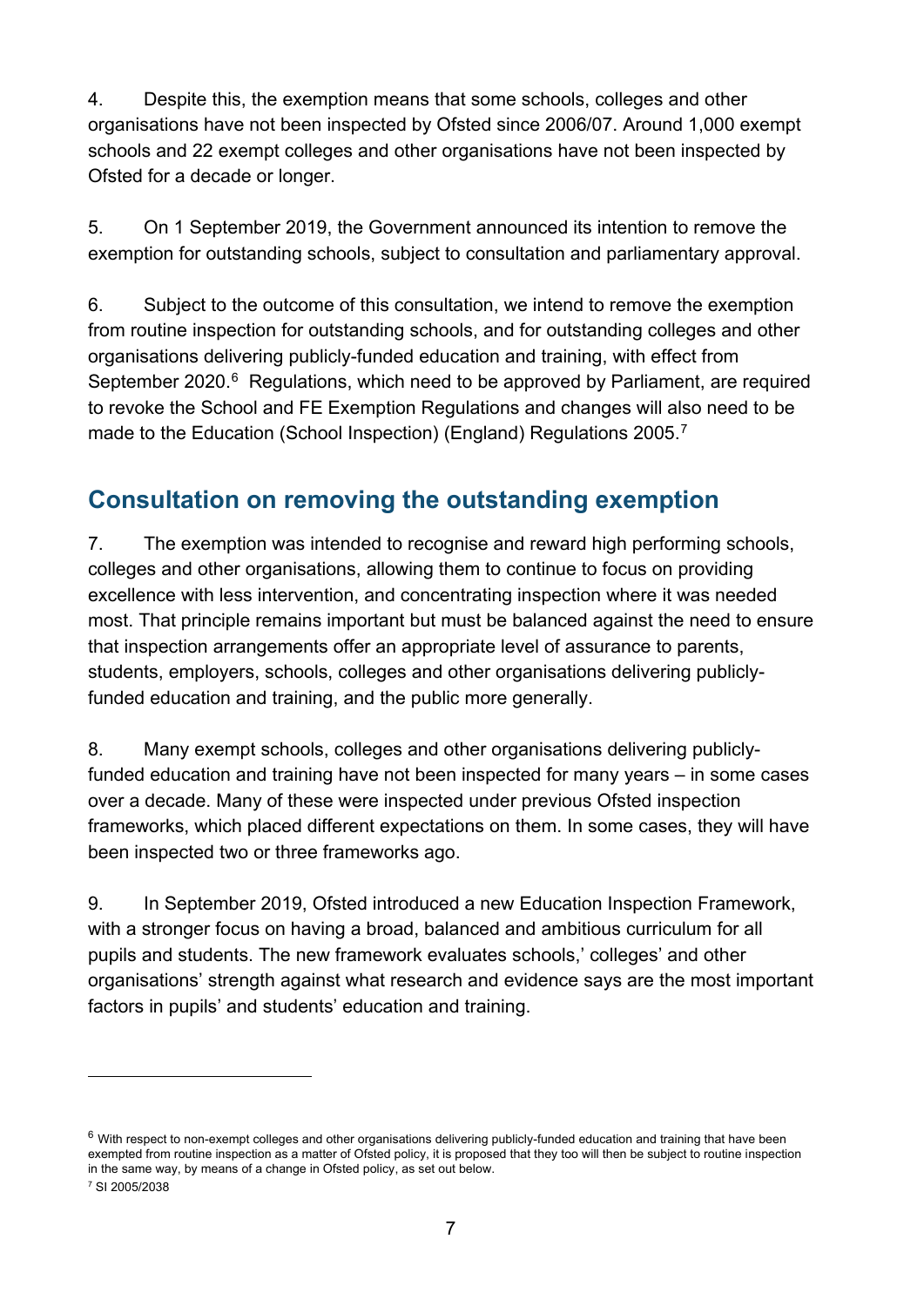4. Despite this, the exemption means that some schools, colleges and other organisations have not been inspected by Ofsted since 2006/07. Around 1,000 exempt schools and 22 exempt colleges and other organisations have not been inspected by Ofsted for a decade or longer.

5. On 1 September 2019, the Government announced its intention to remove the exemption for outstanding schools, subject to consultation and parliamentary approval.

6. Subject to the outcome of this consultation, we intend to remove the exemption from routine inspection for outstanding schools, and for outstanding colleges and other organisations delivering publicly-funded education and training, with effect from September 2020.[6] Regulations, which need to be approved by Parliament, are required to revoke the School and FE Exemption Regulations and changes will also need to be made to the Education (School Inspection) (England) Regulations 2005.[7]

## Consultation on removing the outstanding exemption

7. The exemption was intended to recognise and reward high performing schools, colleges and other organisations, allowing them to continue to focus on providing excellence with less intervention, and concentrating inspection where it was needed most. That principle remains important but must be balanced against the need to ensure that inspection arrangements offer an appropriate level of assurance to parents, students, employers, schools, colleges and other organisations delivering publicly-funded education and training, and the public more generally.

8. Many exempt schools, colleges and other organisations delivering publicly-funded education and training have not been inspected for many years – in some cases over a decade. Many of these were inspected under previous Ofsted inspection frameworks, which placed different expectations on them. In some cases, they will have been inspected two or three frameworks ago.

9. In September 2019, Ofsted introduced a new Education Inspection Framework, with a stronger focus on having a broad, balanced and ambitious curriculum for all pupils and students. The new framework evaluates schools,' colleges' and other organisations' strength against what research and evidence says are the most important factors in pupils' and students' education and training.

---

[6] With respect to non-exempt colleges and other organisations delivering publicly-funded education and training that have been exempted from routine inspection as a matter of Ofsted policy, it is proposed that they too will then be subject to routine inspection in the same way, by means of a change in Ofsted policy, as set out below.

[7] SI 2005/2038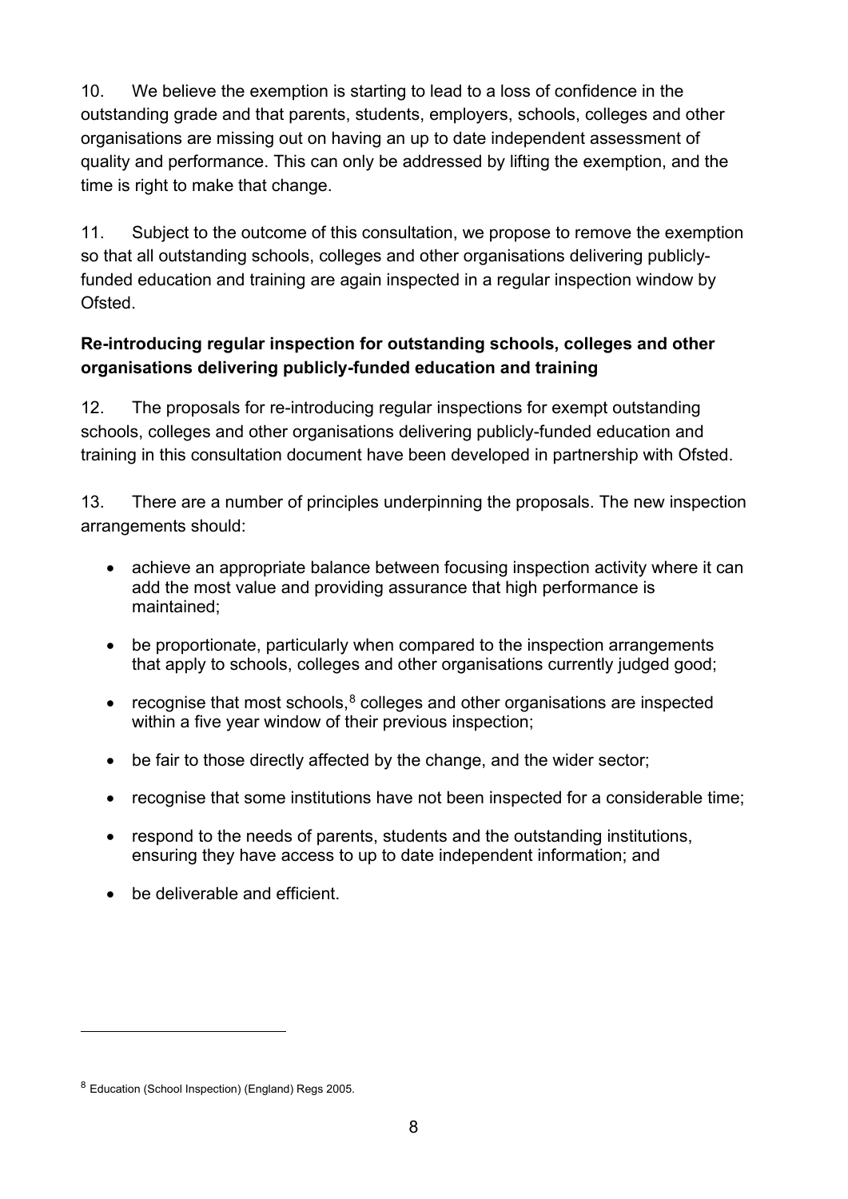10. We believe the exemption is starting to lead to a loss of confidence in the outstanding grade and that parents, students, employers, schools, colleges and other organisations are missing out on having an up to date independent assessment of quality and performance. This can only be addressed by lifting the exemption, and the time is right to make that change.

11. Subject to the outcome of this consultation, we propose to remove the exemption so that all outstanding schools, colleges and other organisations delivering publicly-funded education and training are again inspected in a regular inspection window by Ofsted.

**Re-introducing regular inspection for outstanding schools, colleges and other organisations delivering publicly-funded education and training**

12. The proposals for re-introducing regular inspections for exempt outstanding schools, colleges and other organisations delivering publicly-funded education and training in this consultation document have been developed in partnership with Ofsted.

13. There are a number of principles underpinning the proposals. The new inspection arrangements should:

- achieve an appropriate balance between focusing inspection activity where it can add the most value and providing assurance that high performance is maintained;
- be proportionate, particularly when compared to the inspection arrangements that apply to schools, colleges and other organisations currently judged good;
- recognise that most schools,[8] colleges and other organisations are inspected within a five year window of their previous inspection;
- be fair to those directly affected by the change, and the wider sector;
- recognise that some institutions have not been inspected for a considerable time;
- respond to the needs of parents, students and the outstanding institutions, ensuring they have access to up to date independent information; and
- be deliverable and efficient.

[8] Education (School Inspection) (England) Regs 2005.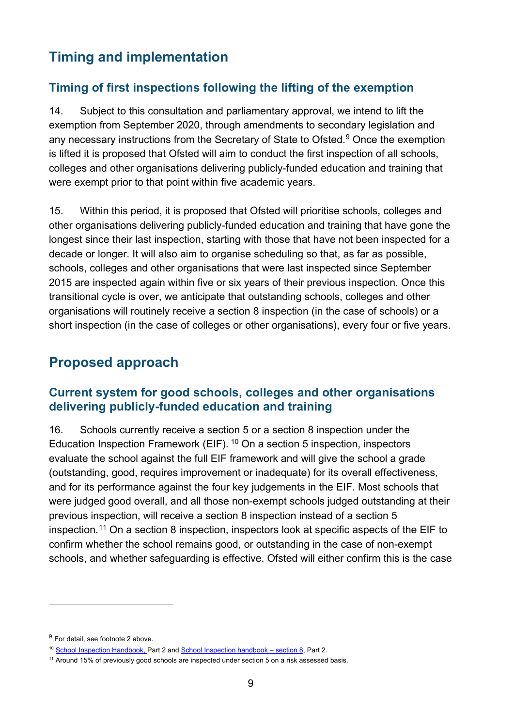## Timing and implementation

### Timing of first inspections following the lifting of the exemption

14. Subject to this consultation and parliamentary approval, we intend to lift the exemption from September 2020, through amendments to secondary legislation and any necessary instructions from the Secretary of State to Ofsted.[9] Once the exemption is lifted it is proposed that Ofsted will aim to conduct the first inspection of all schools, colleges and other organisations delivering publicly-funded education and training that were exempt prior to that point within five academic years.

15. Within this period, it is proposed that Ofsted will prioritise schools, colleges and other organisations delivering publicly-funded education and training that have gone the longest since their last inspection, starting with those that have not been inspected for a decade or longer. It will also aim to organise scheduling so that, as far as possible, schools, colleges and other organisations that were last inspected since September 2015 are inspected again within five or six years of their previous inspection. Once this transitional cycle is over, we anticipate that outstanding schools, colleges and other organisations will routinely receive a section 8 inspection (in the case of schools) or a short inspection (in the case of colleges or other organisations), every four or five years.

## Proposed approach

### Current system for good schools, colleges and other organisations delivering publicly-funded education and training

16. Schools currently receive a section 5 or a section 8 inspection under the Education Inspection Framework (EIF). [10] On a section 5 inspection, inspectors evaluate the school against the full EIF framework and will give the school a grade (outstanding, good, requires improvement or inadequate) for its overall effectiveness, and for its performance against the four key judgements in the EIF. Most schools that were judged good overall, and all those non-exempt schools judged outstanding at their previous inspection, will receive a section 8 inspection instead of a section 5 inspection.[11] On a section 8 inspection, inspectors look at specific aspects of the EIF to confirm whether the school remains good, or outstanding in the case of non-exempt schools, and whether safeguarding is effective. Ofsted will either confirm this is the case

---

[9] For detail, see footnote 2 above.

[10] School Inspection Handbook, Part 2 and School Inspection handbook – section 8, Part 2.

[11] Around 15% of previously good schools are inspected under section 5 on a risk assessed basis.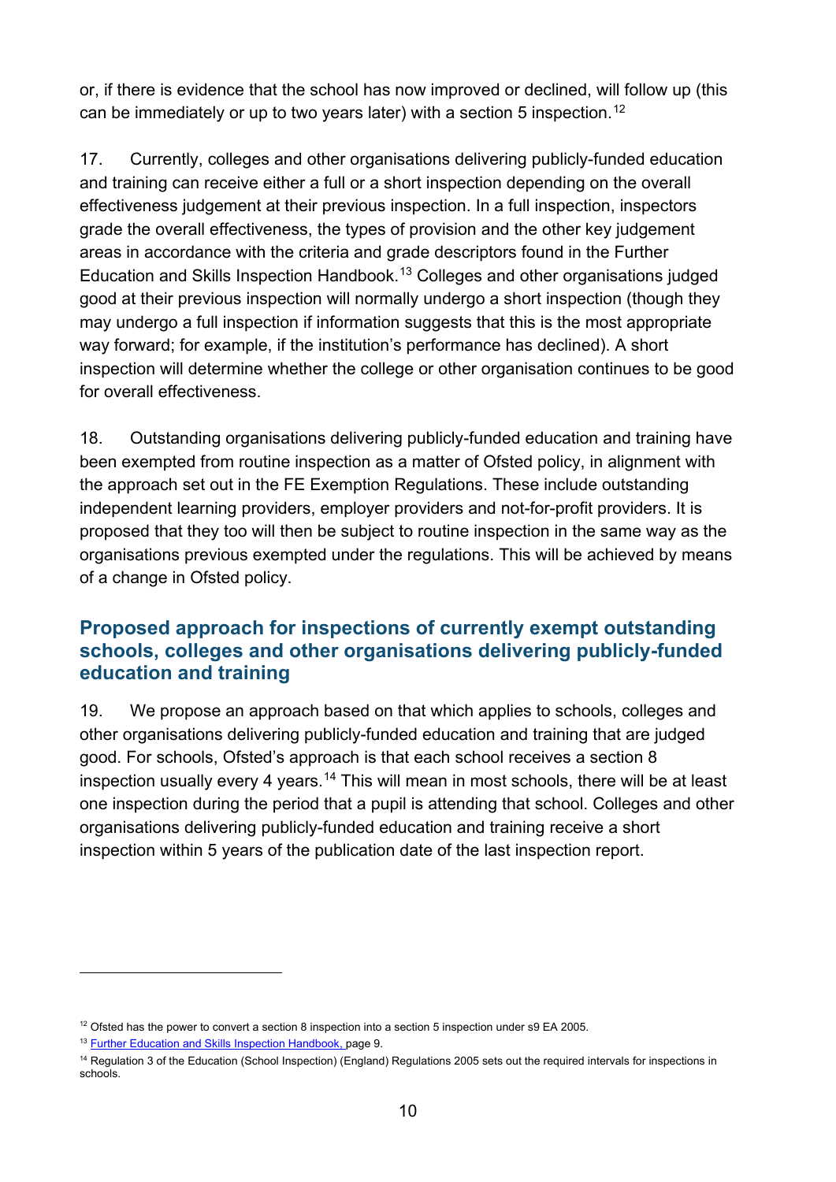or, if there is evidence that the school has now improved or declined, will follow up (this can be immediately or up to two years later) with a section 5 inspection.[12]

17. Currently, colleges and other organisations delivering publicly-funded education and training can receive either a full or a short inspection depending on the overall effectiveness judgement at their previous inspection. In a full inspection, inspectors grade the overall effectiveness, the types of provision and the other key judgement areas in accordance with the criteria and grade descriptors found in the Further Education and Skills Inspection Handbook.[13] Colleges and other organisations judged good at their previous inspection will normally undergo a short inspection (though they may undergo a full inspection if information suggests that this is the most appropriate way forward; for example, if the institution's performance has declined). A short inspection will determine whether the college or other organisation continues to be good for overall effectiveness.

18. Outstanding organisations delivering publicly-funded education and training have been exempted from routine inspection as a matter of Ofsted policy, in alignment with the approach set out in the FE Exemption Regulations. These include outstanding independent learning providers, employer providers and not-for-profit providers. It is proposed that they too will then be subject to routine inspection in the same way as the organisations previous exempted under the regulations. This will be achieved by means of a change in Ofsted policy.

## Proposed approach for inspections of currently exempt outstanding schools, colleges and other organisations delivering publicly-funded education and training

19. We propose an approach based on that which applies to schools, colleges and other organisations delivering publicly-funded education and training that are judged good. For schools, Ofsted's approach is that each school receives a section 8 inspection usually every 4 years.[14] This will mean in most schools, there will be at least one inspection during the period that a pupil is attending that school. Colleges and other organisations delivering publicly-funded education and training receive a short inspection within 5 years of the publication date of the last inspection report.

---

[12] Ofsted has the power to convert a section 8 inspection into a section 5 inspection under s9 EA 2005.

[13] Further Education and Skills Inspection Handbook, page 9.

[14] Regulation 3 of the Education (School Inspection) (England) Regulations 2005 sets out the required intervals for inspections in schools.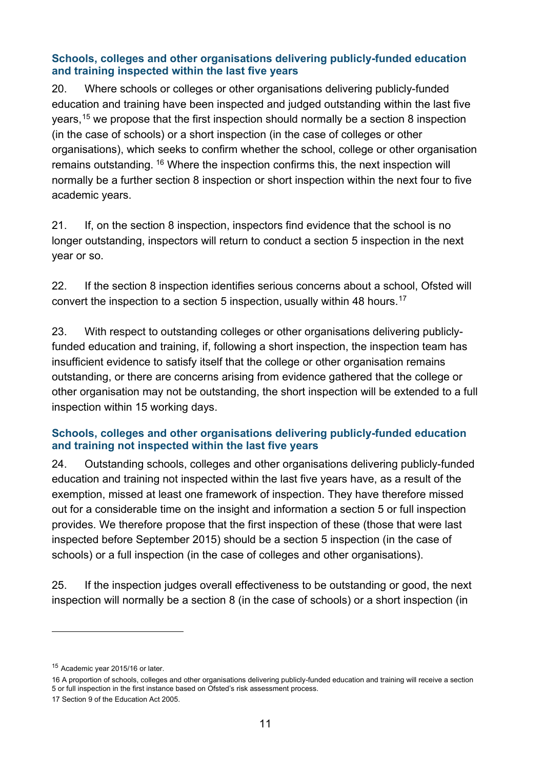### Schools, colleges and other organisations delivering publicly-funded education and training inspected within the last five years

20. Where schools or colleges or other organisations delivering publicly-funded education and training have been inspected and judged outstanding within the last five years,[15] we propose that the first inspection should normally be a section 8 inspection (in the case of schools) or a short inspection (in the case of colleges or other organisations), which seeks to confirm whether the school, college or other organisation remains outstanding. [16] Where the inspection confirms this, the next inspection will normally be a further section 8 inspection or short inspection within the next four to five academic years.

21. If, on the section 8 inspection, inspectors find evidence that the school is no longer outstanding, inspectors will return to conduct a section 5 inspection in the next year or so.

22. If the section 8 inspection identifies serious concerns about a school, Ofsted will convert the inspection to a section 5 inspection, usually within 48 hours.[17]

23. With respect to outstanding colleges or other organisations delivering publicly-funded education and training, if, following a short inspection, the inspection team has insufficient evidence to satisfy itself that the college or other organisation remains outstanding, or there are concerns arising from evidence gathered that the college or other organisation may not be outstanding, the short inspection will be extended to a full inspection within 15 working days.

### Schools, colleges and other organisations delivering publicly-funded education and training not inspected within the last five years

24. Outstanding schools, colleges and other organisations delivering publicly-funded education and training not inspected within the last five years have, as a result of the exemption, missed at least one framework of inspection. They have therefore missed out for a considerable time on the insight and information a section 5 or full inspection provides. We therefore propose that the first inspection of these (those that were last inspected before September 2015) should be a section 5 inspection (in the case of schools) or a full inspection (in the case of colleges and other organisations).

25. If the inspection judges overall effectiveness to be outstanding or good, the next inspection will normally be a section 8 (in the case of schools) or a short inspection (in

---

[15] Academic year 2015/16 or later.

16 A proportion of schools, colleges and other organisations delivering publicly-funded education and training will receive a section 5 or full inspection in the first instance based on Ofsted's risk assessment process.

17 Section 9 of the Education Act 2005.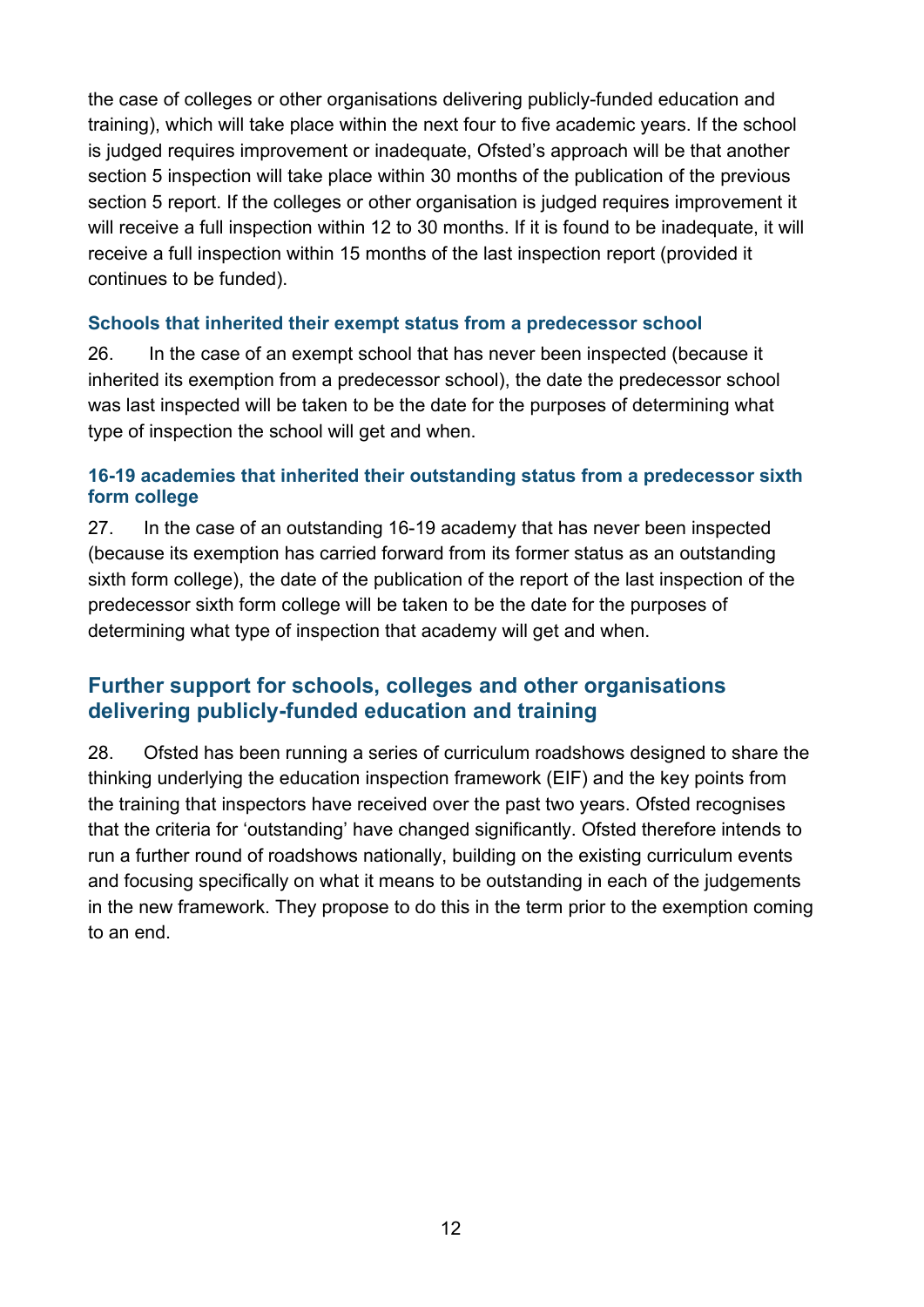the case of colleges or other organisations delivering publicly-funded education and training), which will take place within the next four to five academic years. If the school is judged requires improvement or inadequate, Ofsted's approach will be that another section 5 inspection will take place within 30 months of the publication of the previous section 5 report. If the colleges or other organisation is judged requires improvement it will receive a full inspection within 12 to 30 months. If it is found to be inadequate, it will receive a full inspection within 15 months of the last inspection report (provided it continues to be funded).

### Schools that inherited their exempt status from a predecessor school

26. In the case of an exempt school that has never been inspected (because it inherited its exemption from a predecessor school), the date the predecessor school was last inspected will be taken to be the date for the purposes of determining what type of inspection the school will get and when.

### 16-19 academies that inherited their outstanding status from a predecessor sixth form college

27. In the case of an outstanding 16-19 academy that has never been inspected (because its exemption has carried forward from its former status as an outstanding sixth form college), the date of the publication of the report of the last inspection of the predecessor sixth form college will be taken to be the date for the purposes of determining what type of inspection that academy will get and when.

## Further support for schools, colleges and other organisations delivering publicly-funded education and training

28. Ofsted has been running a series of curriculum roadshows designed to share the thinking underlying the education inspection framework (EIF) and the key points from the training that inspectors have received over the past two years. Ofsted recognises that the criteria for 'outstanding' have changed significantly. Ofsted therefore intends to run a further round of roadshows nationally, building on the existing curriculum events and focusing specifically on what it means to be outstanding in each of the judgements in the new framework. They propose to do this in the term prior to the exemption coming to an end.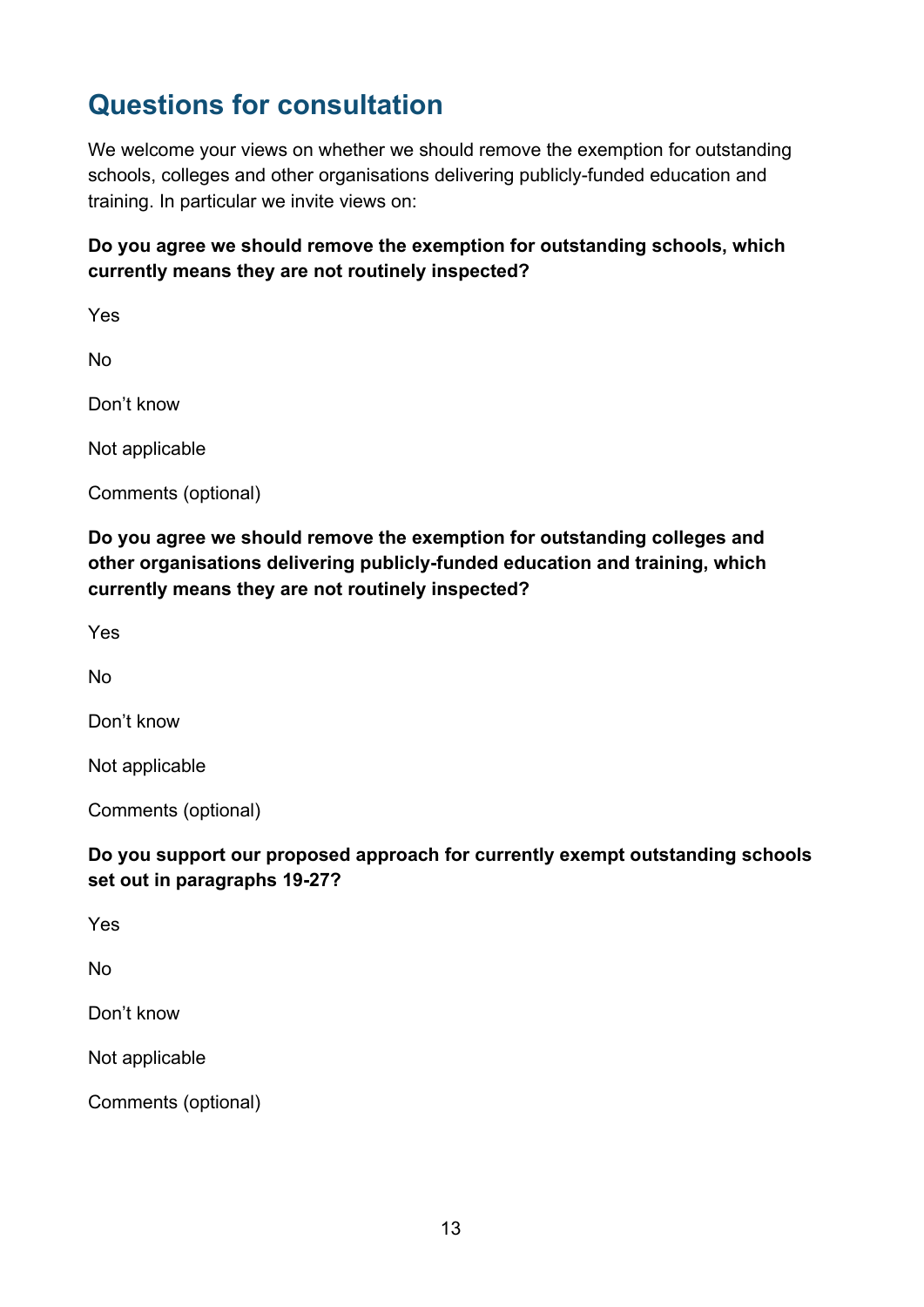## Questions for consultation

We welcome your views on whether we should remove the exemption for outstanding schools, colleges and other organisations delivering publicly-funded education and training. In particular we invite views on:

**Do you agree we should remove the exemption for outstanding schools, which currently means they are not routinely inspected?**

Yes

No

Don't know

Not applicable

Comments (optional)

**Do you agree we should remove the exemption for outstanding colleges and other organisations delivering publicly-funded education and training, which currently means they are not routinely inspected?**

Yes

No

Don't know

Not applicable

Comments (optional)

**Do you support our proposed approach for currently exempt outstanding schools set out in paragraphs 19-27?**

Yes

No

Don't know

Not applicable

Comments (optional)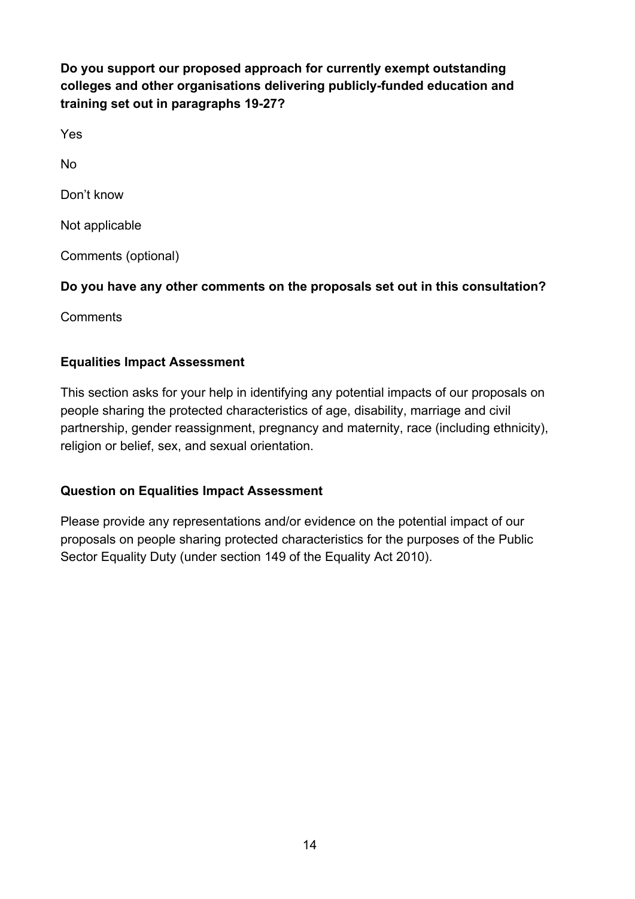**Do you support our proposed approach for currently exempt outstanding colleges and other organisations delivering publicly-funded education and training set out in paragraphs 19-27?**

Yes

No

Don't know

Not applicable

Comments (optional)

**Do you have any other comments on the proposals set out in this consultation?**

Comments

## Equalities Impact Assessment

This section asks for your help in identifying any potential impacts of our proposals on people sharing the protected characteristics of age, disability, marriage and civil partnership, gender reassignment, pregnancy and maternity, race (including ethnicity), religion or belief, sex, and sexual orientation.

### Question on Equalities Impact Assessment

Please provide any representations and/or evidence on the potential impact of our proposals on people sharing protected characteristics for the purposes of the Public Sector Equality Duty (under section 149 of the Equality Act 2010).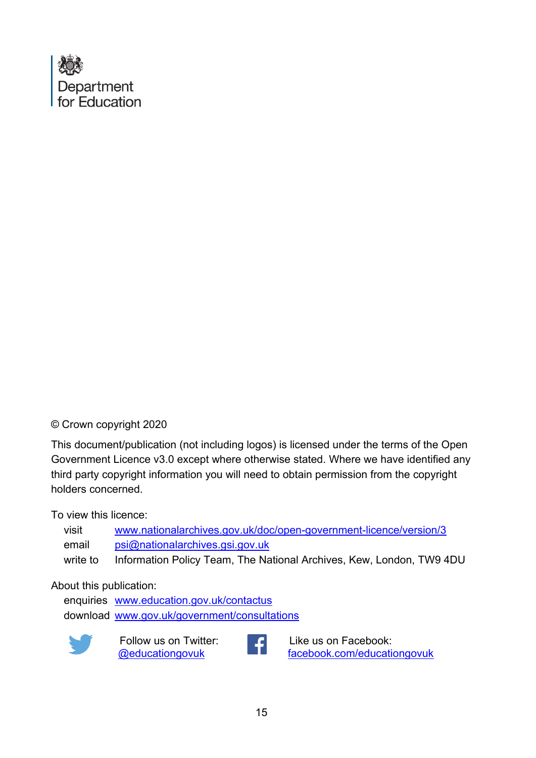Department
for Education

© Crown copyright 2020

This document/publication (not including logos) is licensed under the terms of the Open Government Licence v3.0 except where otherwise stated. Where we have identified any third party copyright information you will need to obtain permission from the copyright holders concerned.

To view this licence:

visit www.nationalarchives.gov.uk/doc/open-government-licence/version/3
email psi@nationalarchives.gsi.gov.uk
write to Information Policy Team, The National Archives, Kew, London, TW9 4DU

About this publication:

enquiries www.education.gov.uk/contactus
download www.gov.uk/government/consultations

Follow us on Twitter:
@educationgovuk

Like us on Facebook:
facebook.com/educationgovuk